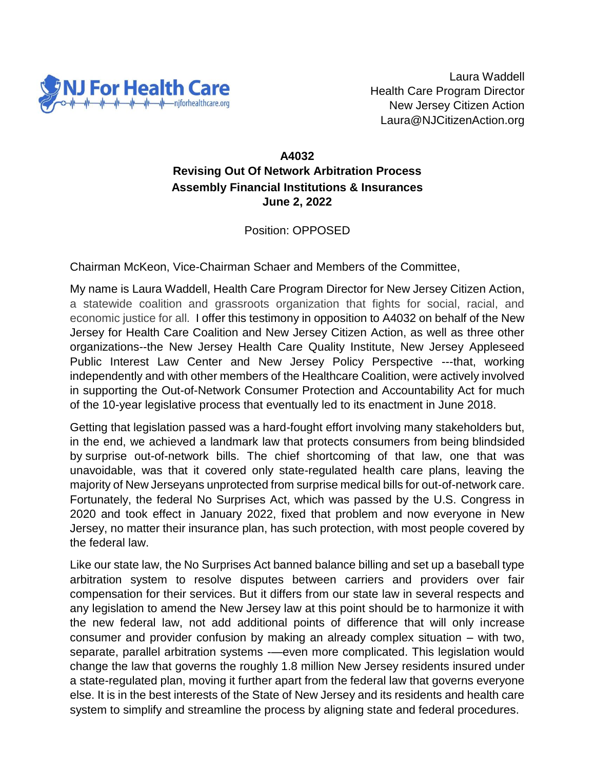NJ For Health Care
njforhealthcare.org

Laura Waddell
Health Care Program Director
New Jersey Citizen Action
Laura@NJCitizenAction.org

**A4032**
**Revising Out Of Network Arbitration Process**
**Assembly Financial Institutions & Insurances**
**June 2, 2022**

Position: OPPOSED

Chairman McKeon, Vice-Chairman Schaer and Members of the Committee,

My name is Laura Waddell, Health Care Program Director for New Jersey Citizen Action, a statewide coalition and grassroots organization that fights for social, racial, and economic justice for all. I offer this testimony in opposition to A4032 on behalf of the New Jersey for Health Care Coalition and New Jersey Citizen Action, as well as three other organizations--the New Jersey Health Care Quality Institute, New Jersey Appleseed Public Interest Law Center and New Jersey Policy Perspective ---that, working independently and with other members of the Healthcare Coalition, were actively involved in supporting the Out-of-Network Consumer Protection and Accountability Act for much of the 10-year legislative process that eventually led to its enactment in June 2018.

Getting that legislation passed was a hard-fought effort involving many stakeholders but, in the end, we achieved a landmark law that protects consumers from being blindsided by surprise out-of-network bills. The chief shortcoming of that law, one that was unavoidable, was that it covered only state-regulated health care plans, leaving the majority of New Jerseyans unprotected from surprise medical bills for out-of-network care. Fortunately, the federal No Surprises Act, which was passed by the U.S. Congress in 2020 and took effect in January 2022, fixed that problem and now everyone in New Jersey, no matter their insurance plan, has such protection, with most people covered by the federal law.

Like our state law, the No Surprises Act banned balance billing and set up a baseball type arbitration system to resolve disputes between carriers and providers over fair compensation for their services. But it differs from our state law in several respects and any legislation to amend the New Jersey law at this point should be to harmonize it with the new federal law, not add additional points of difference that will only increase consumer and provider confusion by making an already complex situation – with two, separate, parallel arbitration systems -—even more complicated. This legislation would change the law that governs the roughly 1.8 million New Jersey residents insured under a state-regulated plan, moving it further apart from the federal law that governs everyone else. It is in the best interests of the State of New Jersey and its residents and health care system to simplify and streamline the process by aligning state and federal procedures.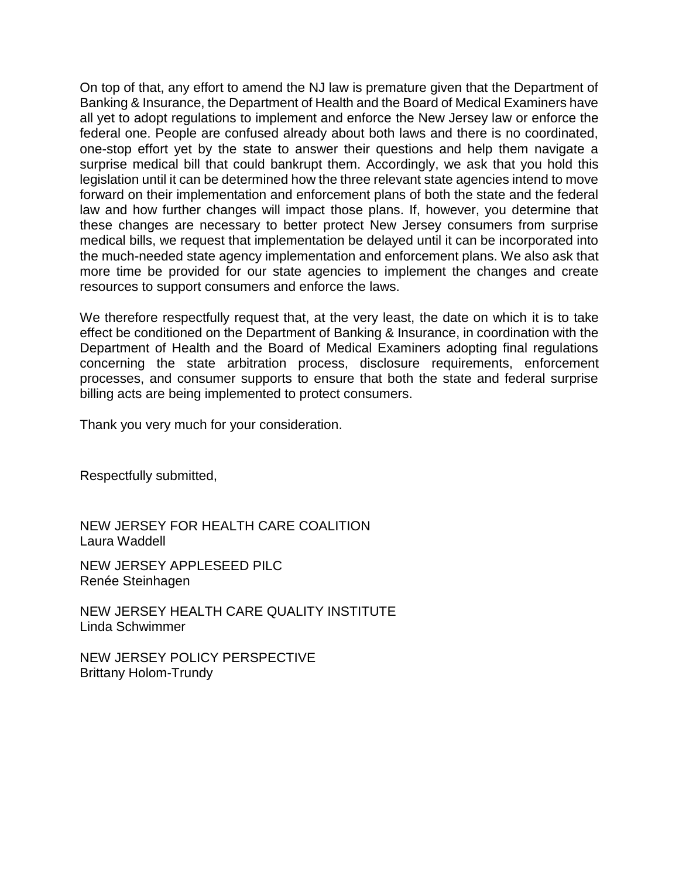On top of that, any effort to amend the NJ law is premature given that the Department of Banking & Insurance, the Department of Health and the Board of Medical Examiners have all yet to adopt regulations to implement and enforce the New Jersey law or enforce the federal one. People are confused already about both laws and there is no coordinated, one-stop effort yet by the state to answer their questions and help them navigate a surprise medical bill that could bankrupt them. Accordingly, we ask that you hold this legislation until it can be determined how the three relevant state agencies intend to move forward on their implementation and enforcement plans of both the state and the federal law and how further changes will impact those plans. If, however, you determine that these changes are necessary to better protect New Jersey consumers from surprise medical bills, we request that implementation be delayed until it can be incorporated into the much-needed state agency implementation and enforcement plans. We also ask that more time be provided for our state agencies to implement the changes and create resources to support consumers and enforce the laws.

We therefore respectfully request that, at the very least, the date on which it is to take effect be conditioned on the Department of Banking & Insurance, in coordination with the Department of Health and the Board of Medical Examiners adopting final regulations concerning the state arbitration process, disclosure requirements, enforcement processes, and consumer supports to ensure that both the state and federal surprise billing acts are being implemented to protect consumers.

Thank you very much for your consideration.

Respectfully submitted,

NEW JERSEY FOR HEALTH CARE COALITION
Laura Waddell

NEW JERSEY APPLESEED PILC
Renée Steinhagen

NEW JERSEY HEALTH CARE QUALITY INSTITUTE
Linda Schwimmer

NEW JERSEY POLICY PERSPECTIVE
Brittany Holom-Trundy